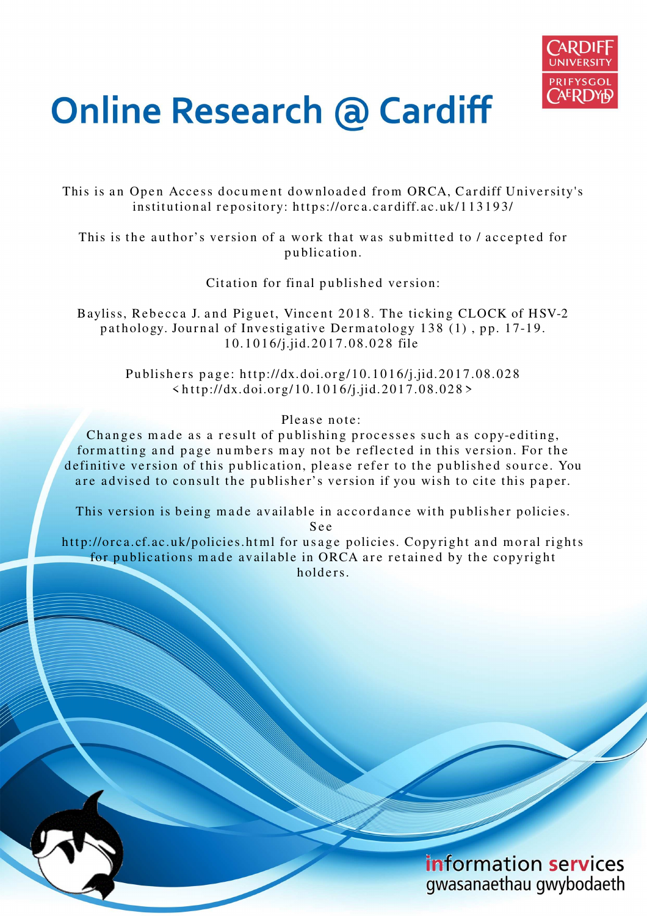# Online Research @ Cardiff

This is an Open Access document downloaded from ORCA, Cardiff University's institutional repository: https://orca.cardiff.ac.uk/113193/

This is the author's version of a work that was submitted to / accepted for publication.

Citation for final published version:

Bayliss, Rebecca J. and Piguet, Vincent 2018. The ticking CLOCK of HSV-2 pathology. Journal of Investigative Dermatology 138 (1) , pp. 17-19. 10.1016/j.jid.2017.08.028 file

Publishers page: http://dx.doi.org/10.1016/j.jid.2017.08.028 <http://dx.doi.org/10.1016/j.jid.2017.08.028>

Please note:
Changes made as a result of publishing processes such as copy-editing, formatting and page numbers may not be reflected in this version. For the definitive version of this publication, please refer to the published source. You are advised to consult the publisher's version if you wish to cite this paper.

This version is being made available in accordance with publisher policies. See http://orca.cf.ac.uk/policies.html for usage policies. Copyright and moral rights for publications made available in ORCA are retained by the copyright holders.

information services
gwasanaethau gwybodaeth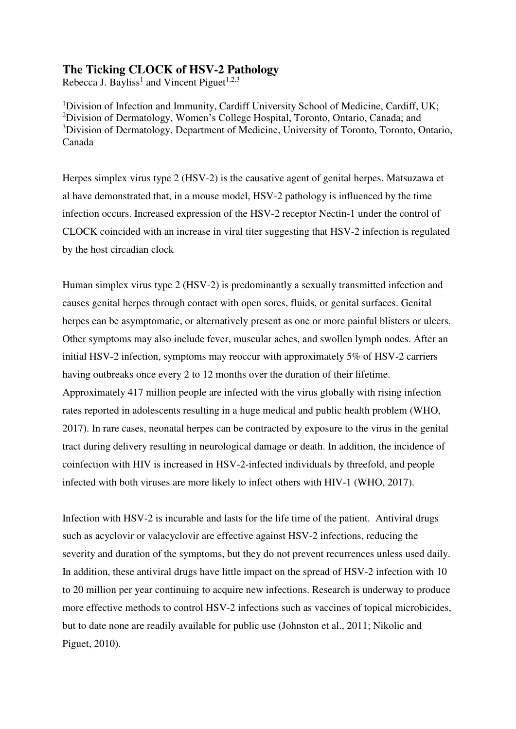# The Ticking CLOCK of HSV-2 Pathology

Rebecca J. Bayliss[1] and Vincent Piguet[1,2,3]

[1]Division of Infection and Immunity, Cardiff University School of Medicine, Cardiff, UK; [2]Division of Dermatology, Women's College Hospital, Toronto, Ontario, Canada; and [3]Division of Dermatology, Department of Medicine, University of Toronto, Toronto, Ontario, Canada

Herpes simplex virus type 2 (HSV-2) is the causative agent of genital herpes. Matsuzawa et al have demonstrated that, in a mouse model, HSV-2 pathology is influenced by the time infection occurs. Increased expression of the HSV-2 receptor Nectin-1 under the control of CLOCK coincided with an increase in viral titer suggesting that HSV-2 infection is regulated by the host circadian clock

Human simplex virus type 2 (HSV-2) is predominantly a sexually transmitted infection and causes genital herpes through contact with open sores, fluids, or genital surfaces. Genital herpes can be asymptomatic, or alternatively present as one or more painful blisters or ulcers. Other symptoms may also include fever, muscular aches, and swollen lymph nodes. After an initial HSV-2 infection, symptoms may reoccur with approximately 5% of HSV-2 carriers having outbreaks once every 2 to 12 months over the duration of their lifetime. Approximately 417 million people are infected with the virus globally with rising infection rates reported in adolescents resulting in a huge medical and public health problem (WHO, 2017). In rare cases, neonatal herpes can be contracted by exposure to the virus in the genital tract during delivery resulting in neurological damage or death. In addition, the incidence of coinfection with HIV is increased in HSV-2-infected individuals by threefold, and people infected with both viruses are more likely to infect others with HIV-1 (WHO, 2017).

Infection with HSV-2 is incurable and lasts for the life time of the patient. Antiviral drugs such as acyclovir or valacyclovir are effective against HSV-2 infections, reducing the severity and duration of the symptoms, but they do not prevent recurrences unless used daily. In addition, these antiviral drugs have little impact on the spread of HSV-2 infection with 10 to 20 million per year continuing to acquire new infections. Research is underway to produce more effective methods to control HSV-2 infections such as vaccines of topical microbicides, but to date none are readily available for public use (Johnston et al., 2011; Nikolic and Piguet, 2010).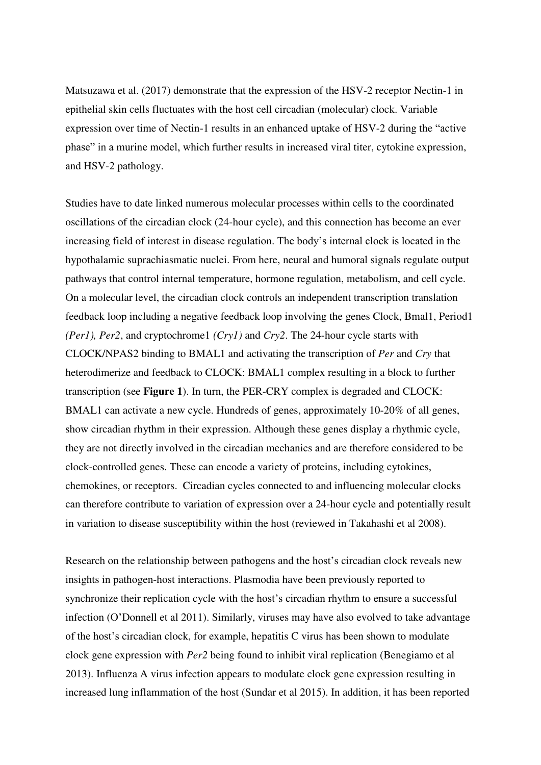Matsuzawa et al. (2017) demonstrate that the expression of the HSV-2 receptor Nectin-1 in epithelial skin cells fluctuates with the host cell circadian (molecular) clock. Variable expression over time of Nectin-1 results in an enhanced uptake of HSV-2 during the "active phase" in a murine model, which further results in increased viral titer, cytokine expression, and HSV-2 pathology.

Studies have to date linked numerous molecular processes within cells to the coordinated oscillations of the circadian clock (24-hour cycle), and this connection has become an ever increasing field of interest in disease regulation. The body's internal clock is located in the hypothalamic suprachiasmatic nuclei. From here, neural and humoral signals regulate output pathways that control internal temperature, hormone regulation, metabolism, and cell cycle. On a molecular level, the circadian clock controls an independent transcription translation feedback loop including a negative feedback loop involving the genes Clock, Bmal1, Period1 *(Per1), Per2*, and cryptochrome1 *(Cry1)* and *Cry2*. The 24-hour cycle starts with CLOCK/NPAS2 binding to BMAL1 and activating the transcription of *Per* and *Cry* that heterodimerize and feedback to CLOCK: BMAL1 complex resulting in a block to further transcription (see **Figure 1**). In turn, the PER-CRY complex is degraded and CLOCK: BMAL1 can activate a new cycle. Hundreds of genes, approximately 10-20% of all genes, show circadian rhythm in their expression. Although these genes display a rhythmic cycle, they are not directly involved in the circadian mechanics and are therefore considered to be clock-controlled genes. These can encode a variety of proteins, including cytokines, chemokines, or receptors. Circadian cycles connected to and influencing molecular clocks can therefore contribute to variation of expression over a 24-hour cycle and potentially result in variation to disease susceptibility within the host (reviewed in Takahashi et al 2008).

Research on the relationship between pathogens and the host's circadian clock reveals new insights in pathogen-host interactions. Plasmodia have been previously reported to synchronize their replication cycle with the host's circadian rhythm to ensure a successful infection (O'Donnell et al 2011). Similarly, viruses may have also evolved to take advantage of the host's circadian clock, for example, hepatitis C virus has been shown to modulate clock gene expression with *Per2* being found to inhibit viral replication (Benegiamo et al 2013). Influenza A virus infection appears to modulate clock gene expression resulting in increased lung inflammation of the host (Sundar et al 2015). In addition, it has been reported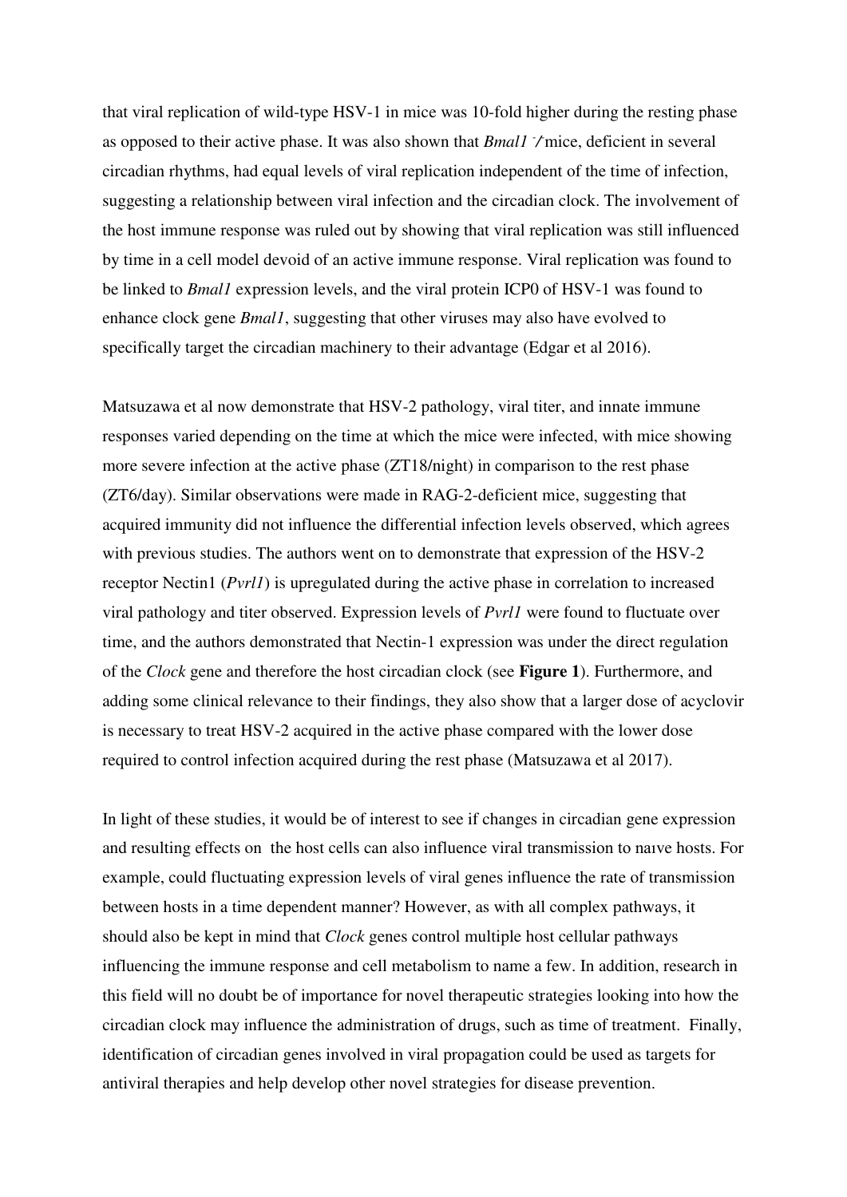that viral replication of wild-type HSV-1 in mice was 10-fold higher during the resting phase as opposed to their active phase. It was also shown that *Bmal1* $^{-/-}$ mice, deficient in several circadian rhythms, had equal levels of viral replication independent of the time of infection, suggesting a relationship between viral infection and the circadian clock. The involvement of the host immune response was ruled out by showing that viral replication was still influenced by time in a cell model devoid of an active immune response. Viral replication was found to be linked to *Bmal1* expression levels, and the viral protein ICP0 of HSV-1 was found to enhance clock gene *Bmal1*, suggesting that other viruses may also have evolved to specifically target the circadian machinery to their advantage (Edgar et al 2016).

Matsuzawa et al now demonstrate that HSV-2 pathology, viral titer, and innate immune responses varied depending on the time at which the mice were infected, with mice showing more severe infection at the active phase (ZT18/night) in comparison to the rest phase (ZT6/day). Similar observations were made in RAG-2-deficient mice, suggesting that acquired immunity did not influence the differential infection levels observed, which agrees with previous studies. The authors went on to demonstrate that expression of the HSV-2 receptor Nectin1 (*Pvrl1*) is upregulated during the active phase in correlation to increased viral pathology and titer observed. Expression levels of *Pvrl1* were found to fluctuate over time, and the authors demonstrated that Nectin-1 expression was under the direct regulation of the *Clock* gene and therefore the host circadian clock (see **Figure 1**). Furthermore, and adding some clinical relevance to their findings, they also show that a larger dose of acyclovir is necessary to treat HSV-2 acquired in the active phase compared with the lower dose required to control infection acquired during the rest phase (Matsuzawa et al 2017).

In light of these studies, it would be of interest to see if changes in circadian gene expression and resulting effects on the host cells can also influence viral transmission to naıve hosts. For example, could fluctuating expression levels of viral genes influence the rate of transmission between hosts in a time dependent manner? However, as with all complex pathways, it should also be kept in mind that *Clock* genes control multiple host cellular pathways influencing the immune response and cell metabolism to name a few. In addition, research in this field will no doubt be of importance for novel therapeutic strategies looking into how the circadian clock may influence the administration of drugs, such as time of treatment. Finally, identification of circadian genes involved in viral propagation could be used as targets for antiviral therapies and help develop other novel strategies for disease prevention.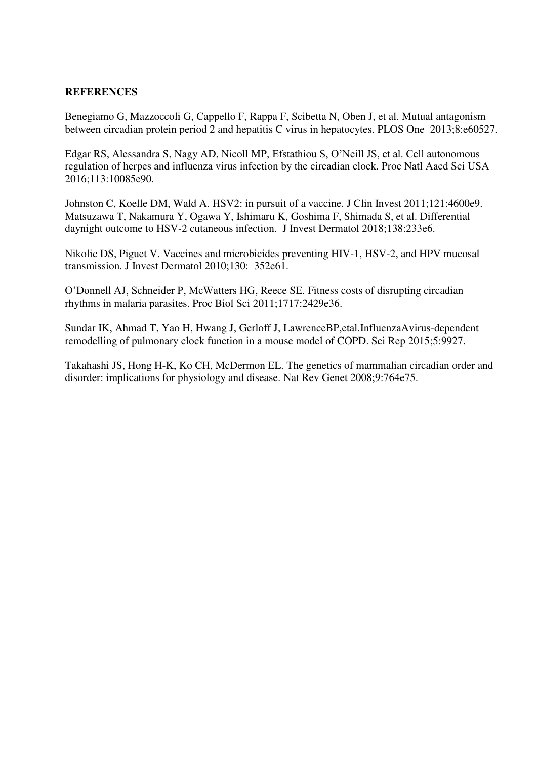**REFERENCES**

Benegiamo G, Mazzoccoli G, Cappello F, Rappa F, Scibetta N, Oben J, et al. Mutual antagonism between circadian protein period 2 and hepatitis C virus in hepatocytes. PLOS One 2013;8:e60527.

Edgar RS, Alessandra S, Nagy AD, Nicoll MP, Efstathiou S, O'Neill JS, et al. Cell autonomous regulation of herpes and influenza virus infection by the circadian clock. Proc Natl Aacd Sci USA 2016;113:10085e90.

Johnston C, Koelle DM, Wald A. HSV2: in pursuit of a vaccine. J Clin Invest 2011;121:4600e9. Matsuzawa T, Nakamura Y, Ogawa Y, Ishimaru K, Goshima F, Shimada S, et al. Differential daynight outcome to HSV-2 cutaneous infection. J Invest Dermatol 2018;138:233e6.

Nikolic DS, Piguet V. Vaccines and microbicides preventing HIV-1, HSV-2, and HPV mucosal transmission. J Invest Dermatol 2010;130: 352e61.

O'Donnell AJ, Schneider P, McWatters HG, Reece SE. Fitness costs of disrupting circadian rhythms in malaria parasites. Proc Biol Sci 2011;1717:2429e36.

Sundar IK, Ahmad T, Yao H, Hwang J, Gerloff J, LawrenceBP,etal.InfluenzaAvirus-dependent remodelling of pulmonary clock function in a mouse model of COPD. Sci Rep 2015;5:9927.

Takahashi JS, Hong H-K, Ko CH, McDermon EL. The genetics of mammalian circadian order and disorder: implications for physiology and disease. Nat Rev Genet 2008;9:764e75.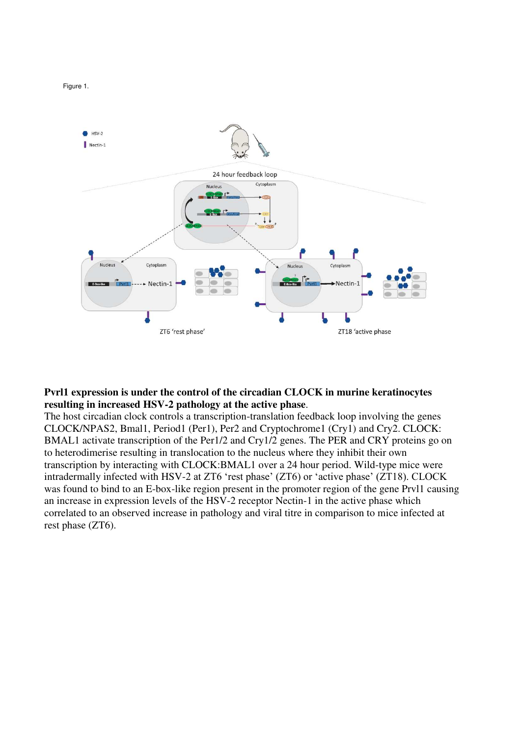Figure 1.

HSV-2

Nectin-1

24 hour feedback loop

Nucleus

Cytoplasm

Nucleus

Cytoplasm

Nectin-1

ZT6 'rest phase'

Nucleus

Cytoplasm

Nectin-1

ZT18 'active phase'

**Pvrl1 expression is under the control of the circadian CLOCK in murine keratinocytes resulting in increased HSV-2 pathology at the active phase**.

The host circadian clock controls a transcription-translation feedback loop involving the genes CLOCK/NPAS2, Bmal1, Period1 (Per1), Per2 and Cryptochrome1 (Cry1) and Cry2. CLOCK: BMAL1 activate transcription of the Per1/2 and Cry1/2 genes. The PER and CRY proteins go on to heterodimerise resulting in translocation to the nucleus where they inhibit their own transcription by interacting with CLOCK:BMAL1 over a 24 hour period. Wild-type mice were intradermally infected with HSV-2 at ZT6 'rest phase' (ZT6) or 'active phase' (ZT18). CLOCK was found to bind to an E-box-like region present in the promoter region of the gene Prvl1 causing an increase in expression levels of the HSV-2 receptor Nectin-1 in the active phase which correlated to an observed increase in pathology and viral titre in comparison to mice infected at rest phase (ZT6).